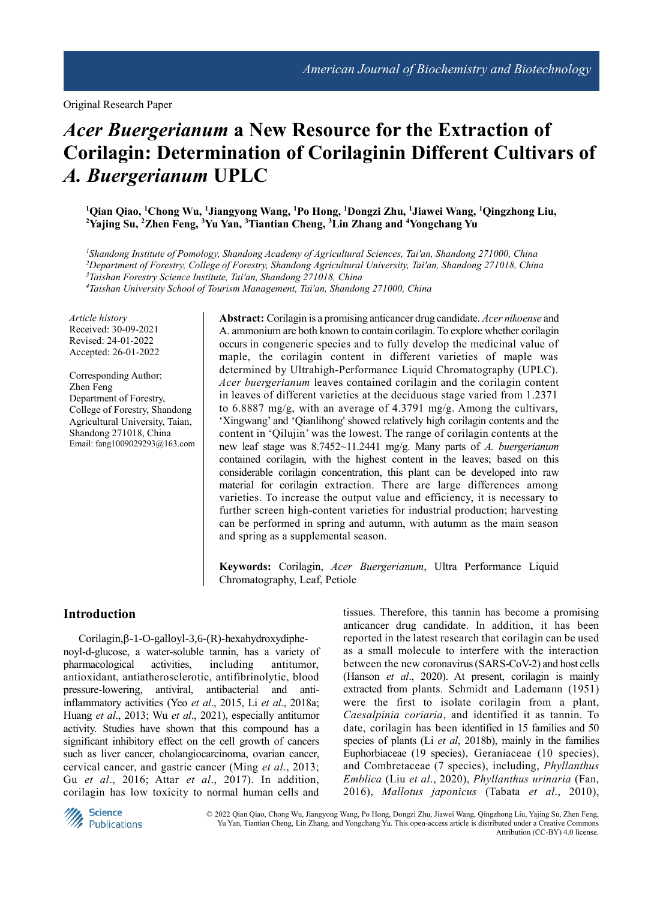Original Research Paper

# *Acer Buergerianum* a New Resource for the Extraction of Corilagin: Determination of Corilaginin Different Cultivars of *A. Buergerianum* UPLC

**[1]Qian Qiao, [1]Chong Wu, [1]Jiangyong Wang, [1]Po Hong, [1]Dongzi Zhu, [1]Jiawei Wang, [1]Qingzhong Liu, [2]Yajing Su, [2]Zhen Feng, [3]Yu Yan, [3]Tiantian Cheng, [3]Lin Zhang and [4]Yongchang Yu**

*[1]Shandong Institute of Pomology, Shandong Academy of Agricultural Sciences, Tai'an, Shandong 271000, China*
*[2]Department of Forestry, College of Forestry, Shandong Agricultural University, Tai'an, Shandong 271018, China*
*[3]Taishan Forestry Science Institute, Tai'an, Shandong 271018, China*
*[4]Taishan University School of Tourism Management, Tai'an, Shandong 271000, China*

*Article history*
Received: 30-09-2021
Revised: 24-01-2022
Accepted: 26-01-2022

Corresponding Author:
Zhen Feng
Department of Forestry, College of Forestry, Shandong Agricultural University, Taian, Shandong 271018, China
Email: fang1009029293@163.com

**Abstract:** Corilagin is a promising anticancer drug candidate. *Acer nikoense* and A. ammonium are both known to contain corilagin. To explore whether corilagin occurs in congeneric species and to fully develop the medicinal value of maple, the corilagin content in different varieties of maple was determined by Ultrahigh-Performance Liquid Chromatography (UPLC). *Acer buergerianum* leaves contained corilagin and the corilagin content in leaves of different varieties at the deciduous stage varied from 1.2371 to 6.8887 mg/g, with an average of 4.3791 mg/g. Among the cultivars, 'Xingwang' and 'Qianlihong' showed relatively high corilagin contents and the content in 'Qilujin' was the lowest. The range of corilagin contents at the new leaf stage was 8.7452~11.2441 mg/g. Many parts of *A. buergerianum* contained corilagin, with the highest content in the leaves; based on this considerable corilagin concentration, this plant can be developed into raw material for corilagin extraction. There are large differences among varieties. To increase the output value and efficiency, it is necessary to further screen high-content varieties for industrial production; harvesting can be performed in spring and autumn, with autumn as the main season and spring as a supplemental season.

**Keywords:** Corilagin, *Acer Buergerianum*, Ultra Performance Liquid Chromatography, Leaf, Petiole

## Introduction

Corilagin,β-1-O-galloyl-3,6-(R)-hexahydroxydiphenoyl-d-glucose, a water-soluble tannin, has a variety of pharmacological activities, including antitumor, antioxidant, antiatherosclerotic, antifibrinolytic, blood pressure-lowering, antiviral, antibacterial and anti-inflammatory activities (Yeo *et al*., 2015, Li *et al*., 2018a; Huang *et al*., 2013; Wu *et al*., 2021), especially antitumor activity. Studies have shown that this compound has a significant inhibitory effect on the cell growth of cancers such as liver cancer, cholangiocarcinoma, ovarian cancer, cervical cancer, and gastric cancer (Ming *et al*., 2013; Gu *et al*., 2016; Attar *et al*., 2017). In addition, corilagin has low toxicity to normal human cells and tissues. Therefore, this tannin has become a promising anticancer drug candidate. In addition, it has been reported in the latest research that corilagin can be used as a small molecule to interfere with the interaction between the new coronavirus (SARS-CoV-2) and host cells (Hanson *et al*., 2020). At present, corilagin is mainly extracted from plants. Schmidt and Lademann (1951) were the first to isolate corilagin from a plant, *Caesalpinia coriaria*, and identified it as tannin. To date, corilagin has been identified in 15 families and 50 species of plants (Li *et al*, 2018b), mainly in the families Euphorbiaceae (19 species), Geraniaceae (10 species), and Combretaceae (7 species), including, *Phyllanthus Emblica* (Liu *et al*., 2020), *Phyllanthus urinaria* (Fan, 2016), *Mallotus japonicus* (Tabata *et al*., 2010),

© 2022 Qian Qiao, Chong Wu, Jiangyong Wang, Po Hong, Dongzi Zhu, Jiawei Wang, Qingzhong Liu, Yajing Su, Zhen Feng, Yu Yan, Tiantian Cheng, Lin Zhang, and Yongchang Yu. This open-access article is distributed under a Creative Commons Attribution (CC-BY) 4.0 license.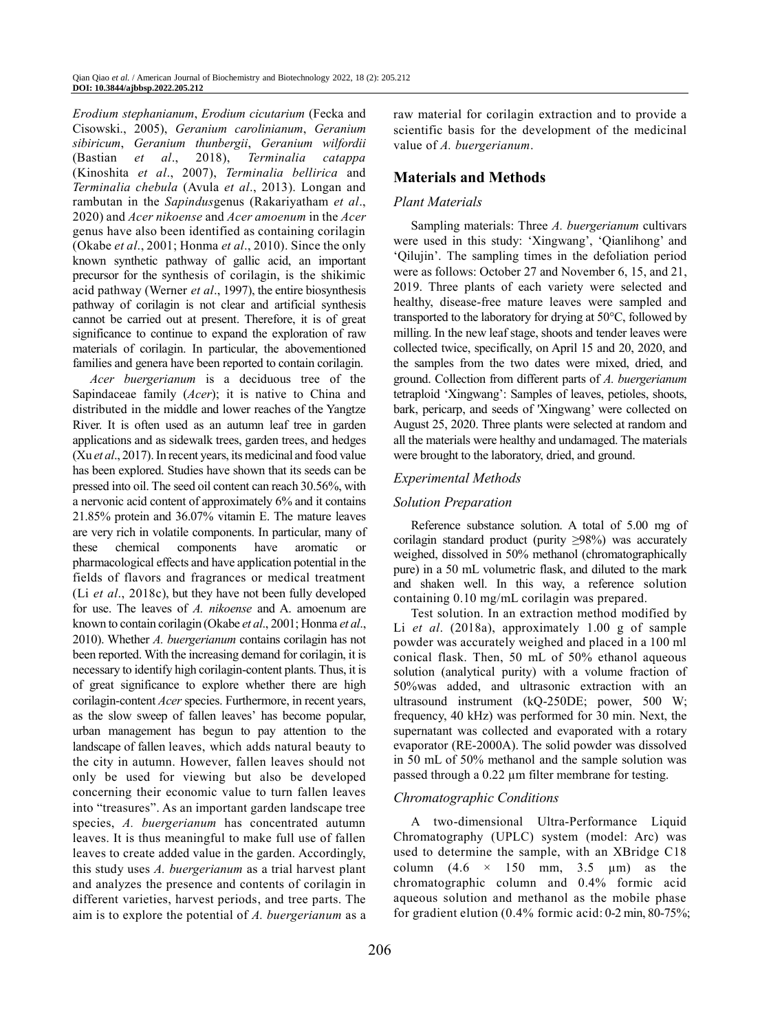*Erodium stephanianum*, *Erodium cicutarium* (Fecka and Cisowski., 2005), *Geranium carolinianum*, *Geranium sibiricum*, *Geranium thunbergii*, *Geranium wilfordii* (Bastian *et al*., 2018), *Terminalia catappa* (Kinoshita *et al*., 2007), *Terminalia bellirica* and *Terminalia chebula* (Avula *et al*., 2013). Longan and rambutan in the *Sapindus*genus (Rakariyatham *et al*., 2020) and *Acer nikoense* and *Acer amoenum* in the *Acer* genus have also been identified as containing corilagin (Okabe *et al*., 2001; Honma *et al*., 2010). Since the only known synthetic pathway of gallic acid, an important precursor for the synthesis of corilagin, is the shikimic acid pathway (Werner *et al*., 1997), the entire biosynthesis pathway of corilagin is not clear and artificial synthesis cannot be carried out at present. Therefore, it is of great significance to continue to expand the exploration of raw materials of corilagin. In particular, the abovementioned families and genera have been reported to contain corilagin.

*Acer buergerianum* is a deciduous tree of the Sapindaceae family (*Acer*); it is native to China and distributed in the middle and lower reaches of the Yangtze River. It is often used as an autumn leaf tree in garden applications and as sidewalk trees, garden trees, and hedges (Xu *et al*., 2017). In recent years, its medicinal and food value has been explored. Studies have shown that its seeds can be pressed into oil. The seed oil content can reach 30.56%, with a nervonic acid content of approximately 6% and it contains 21.85% protein and 36.07% vitamin E. The mature leaves are very rich in volatile components. In particular, many of these chemical components have aromatic or pharmacological effects and have application potential in the fields of flavors and fragrances or medical treatment (Li *et al*., 2018c), but they have not been fully developed for use. The leaves of *A. nikoense* and A. amoenum are known to contain corilagin (Okabe *et al*., 2001; Honma *et al*., 2010). Whether *A. buergerianum* contains corilagin has not been reported. With the increasing demand for corilagin, it is necessary to identify high corilagin-content plants. Thus, it is of great significance to explore whether there are high corilagin-content *Acer* species. Furthermore, in recent years, as the slow sweep of fallen leaves' has become popular, urban management has begun to pay attention to the landscape of fallen leaves, which adds natural beauty to the city in autumn. However, fallen leaves should not only be used for viewing but also be developed concerning their economic value to turn fallen leaves into "treasures". As an important garden landscape tree species, *A. buergerianum* has concentrated autumn leaves. It is thus meaningful to make full use of fallen leaves to create added value in the garden. Accordingly, this study uses *A. buergerianum* as a trial harvest plant and analyzes the presence and contents of corilagin in different varieties, harvest periods, and tree parts. The aim is to explore the potential of *A. buergerianum* as a raw material for corilagin extraction and to provide a scientific basis for the development of the medicinal value of *A. buergerianum*.

## Materials and Methods

### Plant Materials

Sampling materials: Three *A. buergerianum* cultivars were used in this study: 'Xingwang', 'Qianlihong' and 'Qilujin'. The sampling times in the defoliation period were as follows: October 27 and November 6, 15, and 21, 2019. Three plants of each variety were selected and healthy, disease-free mature leaves were sampled and transported to the laboratory for drying at 50°C, followed by milling. In the new leaf stage, shoots and tender leaves were collected twice, specifically, on April 15 and 20, 2020, and the samples from the two dates were mixed, dried, and ground. Collection from different parts of *A. buergerianum* tetraploid 'Xingwang': Samples of leaves, petioles, shoots, bark, pericarp, and seeds of 'Xingwang' were collected on August 25, 2020. Three plants were selected at random and all the materials were healthy and undamaged. The materials were brought to the laboratory, dried, and ground.

### Experimental Methods

### Solution Preparation

Reference substance solution. A total of 5.00 mg of corilagin standard product (purity ≥98%) was accurately weighed, dissolved in 50% methanol (chromatographically pure) in a 50 mL volumetric flask, and diluted to the mark and shaken well. In this way, a reference solution containing 0.10 mg/mL corilagin was prepared.

Test solution. In an extraction method modified by Li *et al*. (2018a), approximately 1.00 g of sample powder was accurately weighed and placed in a 100 ml conical flask. Then, 50 mL of 50% ethanol aqueous solution (analytical purity) with a volume fraction of 50%was added, and ultrasonic extraction with an ultrasound instrument (kQ-250DE; power, 500 W; frequency, 40 kHz) was performed for 30 min. Next, the supernatant was collected and evaporated with a rotary evaporator (RE-2000A). The solid powder was dissolved in 50 mL of 50% methanol and the sample solution was passed through a 0.22 μm filter membrane for testing.

### Chromatographic Conditions

A two-dimensional Ultra-Performance Liquid Chromatography (UPLC) system (model: Arc) was used to determine the sample, with an XBridge C18 column (4.6 × 150 mm, 3.5 μm) as the chromatographic column and 0.4% formic acid aqueous solution and methanol as the mobile phase for gradient elution (0.4% formic acid: 0-2 min, 80-75%;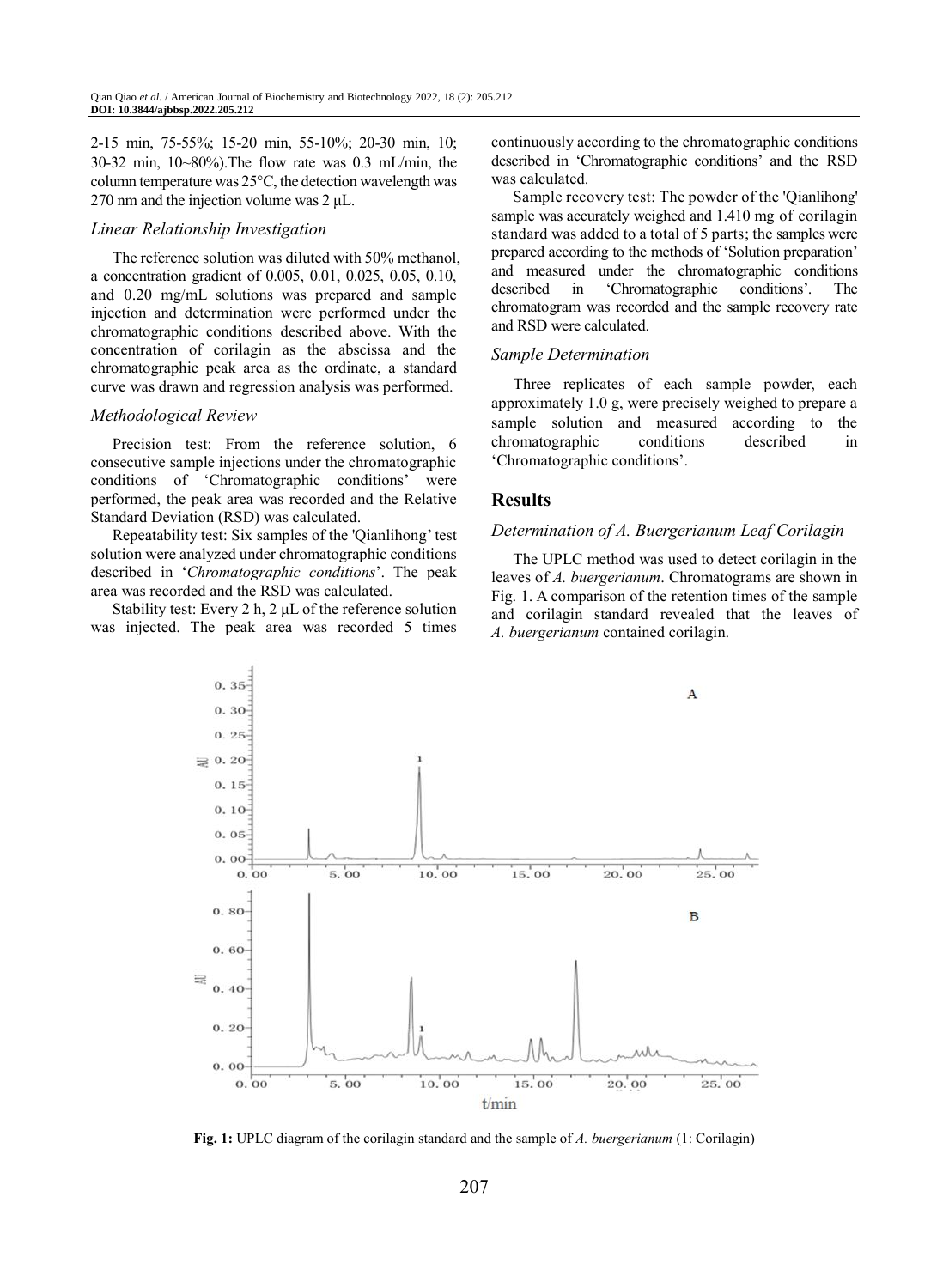2-15 min, 75-55%; 15-20 min, 55-10%; 20-30 min, 10; 30-32 min, 10~80%).The flow rate was 0.3 mL/min, the column temperature was 25°C, the detection wavelength was 270 nm and the injection volume was 2 μL.

### *Linear Relationship Investigation*

The reference solution was diluted with 50% methanol, a concentration gradient of 0.005, 0.01, 0.025, 0.05, 0.10, and 0.20 mg/mL solutions was prepared and sample injection and determination were performed under the chromatographic conditions described above. With the concentration of corilagin as the abscissa and the chromatographic peak area as the ordinate, a standard curve was drawn and regression analysis was performed.

### *Methodological Review*

Precision test: From the reference solution, 6 consecutive sample injections under the chromatographic conditions of 'Chromatographic conditions' were performed, the peak area was recorded and the Relative Standard Deviation (RSD) was calculated.

Repeatability test: Six samples of the 'Qianlihong' test solution were analyzed under chromatographic conditions described in '*Chromatographic conditions*'. The peak area was recorded and the RSD was calculated.

Stability test: Every 2 h, 2 μL of the reference solution was injected. The peak area was recorded 5 times continuously according to the chromatographic conditions described in 'Chromatographic conditions' and the RSD was calculated.

Sample recovery test: The powder of the 'Qianlihong' sample was accurately weighed and 1.410 mg of corilagin standard was added to a total of 5 parts; the samples were prepared according to the methods of 'Solution preparation' and measured under the chromatographic conditions described in 'Chromatographic conditions'. The chromatogram was recorded and the sample recovery rate and RSD were calculated.

### *Sample Determination*

Three replicates of each sample powder, each approximately 1.0 g, were precisely weighed to prepare a sample solution and measured according to the chromatographic conditions described in 'Chromatographic conditions'.

## Results

### *Determination of A. Buergerianum Leaf Corilagin*

The UPLC method was used to detect corilagin in the leaves of *A. buergerianum*. Chromatograms are shown in Fig. 1. A comparison of the retention times of the sample and corilagin standard revealed that the leaves of *A. buergerianum* contained corilagin.

**Fig. 1:** UPLC diagram of the corilagin standard and the sample of *A. buergerianum* (1: Corilagin)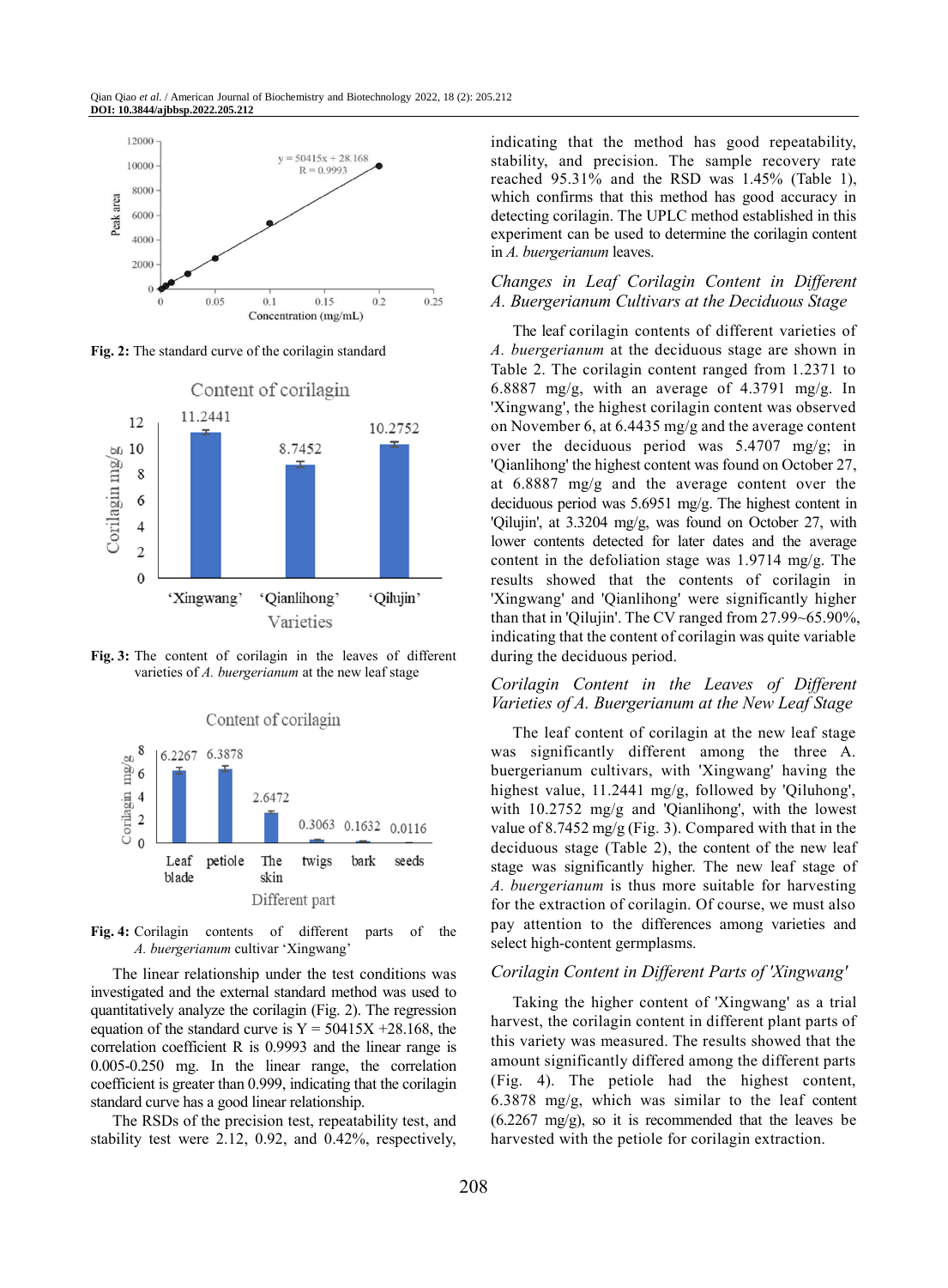Fig. 2: The standard curve of the corilagin standard

Fig. 3: The content of corilagin in the leaves of different varieties of *A. buergerianum* at the new leaf stage

Fig. 4: Corilagin contents of different parts of the *A. buergerianum* cultivar 'Xingwang'

The linear relationship under the test conditions was investigated and the external standard method was used to quantitatively analyze the corilagin (Fig. 2). The regression equation of the standard curve is $Y = 50415X + 28.168$, the correlation coefficient R is 0.9993 and the linear range is 0.005-0.250 mg. In the linear range, the correlation coefficient is greater than 0.999, indicating that the corilagin standard curve has a good linear relationship.

The RSDs of the precision test, repeatability test, and stability test were 2.12, 0.92, and 0.42%, respectively, indicating that the method has good repeatability, stability, and precision. The sample recovery rate reached 95.31% and the RSD was 1.45% (Table 1), which confirms that this method has good accuracy in detecting corilagin. The UPLC method established in this experiment can be used to determine the corilagin content in *A. buergerianum* leaves.

### *Changes in Leaf Corilagin Content in Different A. Buergerianum Cultivars at the Deciduous Stage*

The leaf corilagin contents of different varieties of *A. buergerianum* at the deciduous stage are shown in Table 2. The corilagin content ranged from 1.2371 to 6.8887 mg/g, with an average of 4.3791 mg/g. In 'Xingwang', the highest corilagin content was observed on November 6, at 6.4435 mg/g and the average content over the deciduous period was 5.4707 mg/g; in 'Qianlihong' the highest content was found on October 27, at 6.8887 mg/g and the average content over the deciduous period was 5.6951 mg/g. The highest content in 'Qilujin', at 3.3204 mg/g, was found on October 27, with lower contents detected for later dates and the average content in the defoliation stage was 1.9714 mg/g. The results showed that the contents of corilagin in 'Xingwang' and 'Qianlihong' were significantly higher than that in 'Qilujin'. The CV ranged from 27.99~65.90%, indicating that the content of corilagin was quite variable during the deciduous period.

### *Corilagin Content in the Leaves of Different Varieties of A. Buergerianum at the New Leaf Stage*

The leaf content of corilagin at the new leaf stage was significantly different among the three A. buergerianum cultivars, with 'Xingwang' having the highest value, 11.2441 mg/g, followed by 'Qiluhong', with 10.2752 mg/g and 'Qianlihong', with the lowest value of 8.7452 mg/g (Fig. 3). Compared with that in the deciduous stage (Table 2), the content of the new leaf stage was significantly higher. The new leaf stage of *A. buergerianum* is thus more suitable for harvesting for the extraction of corilagin. Of course, we must also pay attention to the differences among varieties and select high-content germplasms.

### *Corilagin Content in Different Parts of 'Xingwang'*

Taking the higher content of 'Xingwang' as a trial harvest, the corilagin content in different plant parts of this variety was measured. The results showed that the amount significantly differed among the different parts (Fig. 4). The petiole had the highest content, 6.3878 mg/g, which was similar to the leaf content (6.2267 mg/g), so it is recommended that the leaves be harvested with the petiole for corilagin extraction.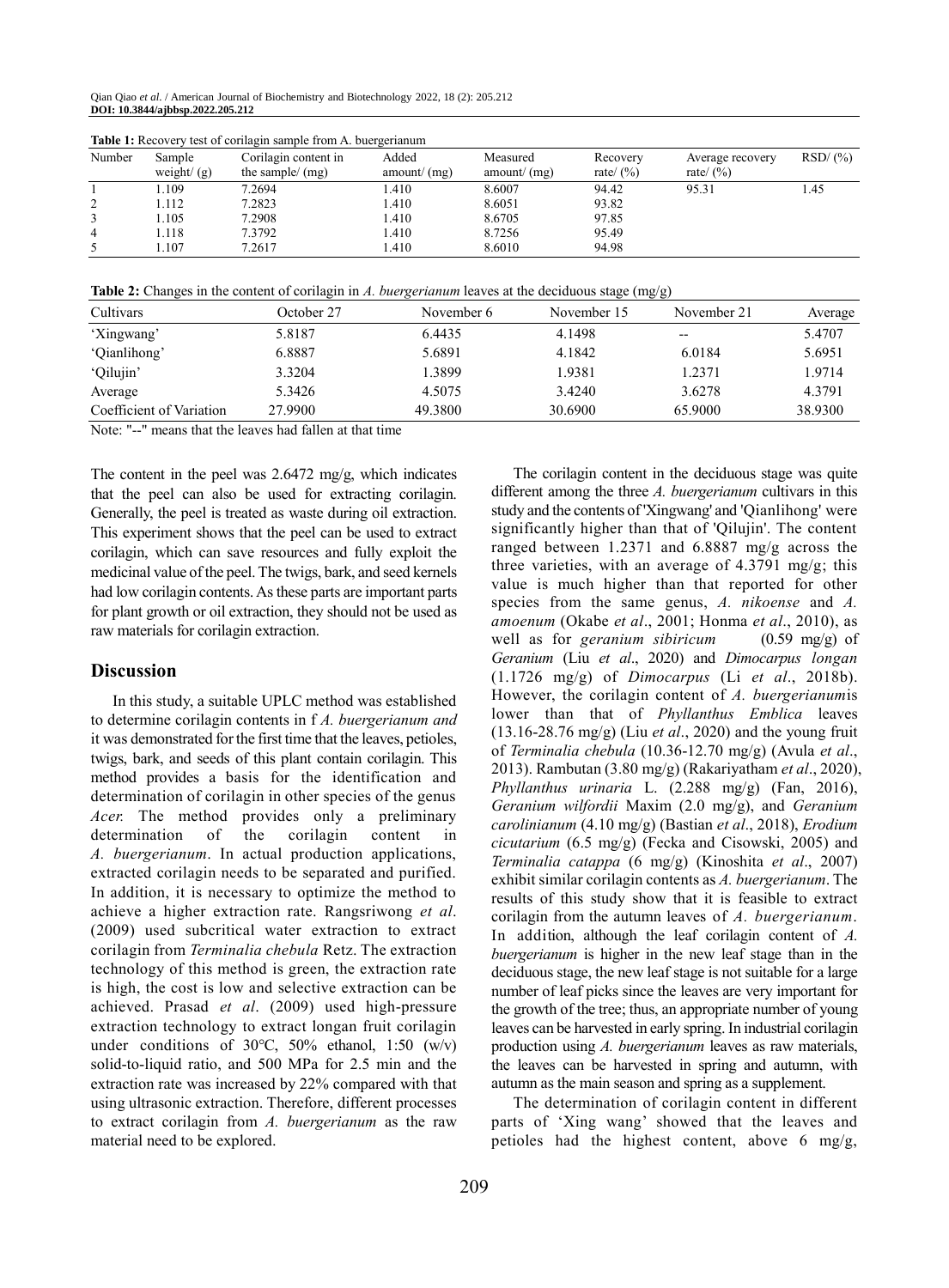**Table 1:** Recovery test of corilagin sample from A. buergerianum

| Number | Sample weight/ (g) | Corilagin content in the sample/ (mg) | Added amount/ (mg) | Measured amount/ (mg) | Recovery rate/ (%) | Average recovery rate/ (%) | RSD/ (%) |
|---|---|---|---|---|---|---|---|
| 1 | 1.109 | 7.2694 | 1.410 | 8.6007 | 94.42 | 95.31 | 1.45 |
| 2 | 1.112 | 7.2823 | 1.410 | 8.6051 | 93.82 | | |
| 3 | 1.105 | 7.2908 | 1.410 | 8.6705 | 97.85 | | |
| 4 | 1.118 | 7.3792 | 1.410 | 8.7256 | 95.49 | | |
| 5 | 1.107 | 7.2617 | 1.410 | 8.6010 | 94.98 | | |

**Table 2:** Changes in the content of corilagin in *A. buergerianum* leaves at the deciduous stage (mg/g)

| Cultivars | October 27 | November 6 | November 15 | November 21 | Average |
|---|---|---|---|---|---|
| 'Xingwang' | 5.8187 | 6.4435 | 4.1498 | -- | 5.4707 |
| 'Qianlihong' | 6.8887 | 5.6891 | 4.1842 | 6.0184 | 5.6951 |
| 'Qilujin' | 3.3204 | 1.3899 | 1.9381 | 1.2371 | 1.9714 |
| Average | 5.3426 | 4.5075 | 3.4240 | 3.6278 | 4.3791 |
| Coefficient of Variation | 27.9900 | 49.3800 | 30.6900 | 65.9000 | 38.9300 |

Note: "--" means that the leaves had fallen at that time

The content in the peel was 2.6472 mg/g, which indicates that the peel can also be used for extracting corilagin. Generally, the peel is treated as waste during oil extraction. This experiment shows that the peel can be used to extract corilagin, which can save resources and fully exploit the medicinal value of the peel. The twigs, bark, and seed kernels had low corilagin contents. As these parts are important parts for plant growth or oil extraction, they should not be used as raw materials for corilagin extraction.

## Discussion

In this study, a suitable UPLC method was established to determine corilagin contents in f *A. buergerianum and* it was demonstrated for the first time that the leaves, petioles, twigs, bark, and seeds of this plant contain corilagin. This method provides a basis for the identification and determination of corilagin in other species of the genus *Acer.* The method provides only a preliminary determination of the corilagin content in *A. buergerianum*. In actual production applications, extracted corilagin needs to be separated and purified. In addition, it is necessary to optimize the method to achieve a higher extraction rate. Rangsriwong *et al*. (2009) used subcritical water extraction to extract corilagin from *Terminalia chebula* Retz. The extraction technology of this method is green, the extraction rate is high, the cost is low and selective extraction can be achieved. Prasad *et al*. (2009) used high-pressure extraction technology to extract longan fruit corilagin under conditions of 30°C, 50% ethanol, 1:50 (w/v) solid-to-liquid ratio, and 500 MPa for 2.5 min and the extraction rate was increased by 22% compared with that using ultrasonic extraction. Therefore, different processes to extract corilagin from *A. buergerianum* as the raw material need to be explored.

The corilagin content in the deciduous stage was quite different among the three *A. buergerianum* cultivars in this study and the contents of 'Xingwang' and 'Qianlihong' were significantly higher than that of 'Qilujin'. The content ranged between 1.2371 and 6.8887 mg/g across the three varieties, with an average of 4.3791 mg/g; this value is much higher than that reported for other species from the same genus, *A. nikoense* and *A. amoenum* (Okabe *et al*., 2001; Honma *et al*., 2010), as well as for *geranium sibiricum* (0.59 mg/g) of *Geranium* (Liu *et al*., 2020) and *Dimocarpus longan* (1.1726 mg/g) of *Dimocarpus* (Li *et al*., 2018b). However, the corilagin content of *A. buergerianum*is lower than that of *Phyllanthus Emblica* leaves (13.16-28.76 mg/g) (Liu *et al*., 2020) and the young fruit of *Terminalia chebula* (10.36-12.70 mg/g) (Avula *et al*., 2013). Rambutan (3.80 mg/g) (Rakariyatham *et al*., 2020), *Phyllanthus urinaria* L. (2.288 mg/g) (Fan, 2016), *Geranium wilfordii* Maxim (2.0 mg/g), and *Geranium carolinianum* (4.10 mg/g) (Bastian *et al*., 2018), *Erodium cicutarium* (6.5 mg/g) (Fecka and Cisowski, 2005) and *Terminalia catappa* (6 mg/g) (Kinoshita *et al*., 2007) exhibit similar corilagin contents as *A. buergerianum*. The results of this study show that it is feasible to extract corilagin from the autumn leaves of *A. buergerianum*. In addition, although the leaf corilagin content of *A. buergerianum* is higher in the new leaf stage than in the deciduous stage, the new leaf stage is not suitable for a large number of leaf picks since the leaves are very important for the growth of the tree; thus, an appropriate number of young leaves can be harvested in early spring. In industrial corilagin production using *A. buergerianum* leaves as raw materials, the leaves can be harvested in spring and autumn, with autumn as the main season and spring as a supplement.

The determination of corilagin content in different parts of 'Xing wang' showed that the leaves and petioles had the highest content, above 6 mg/g,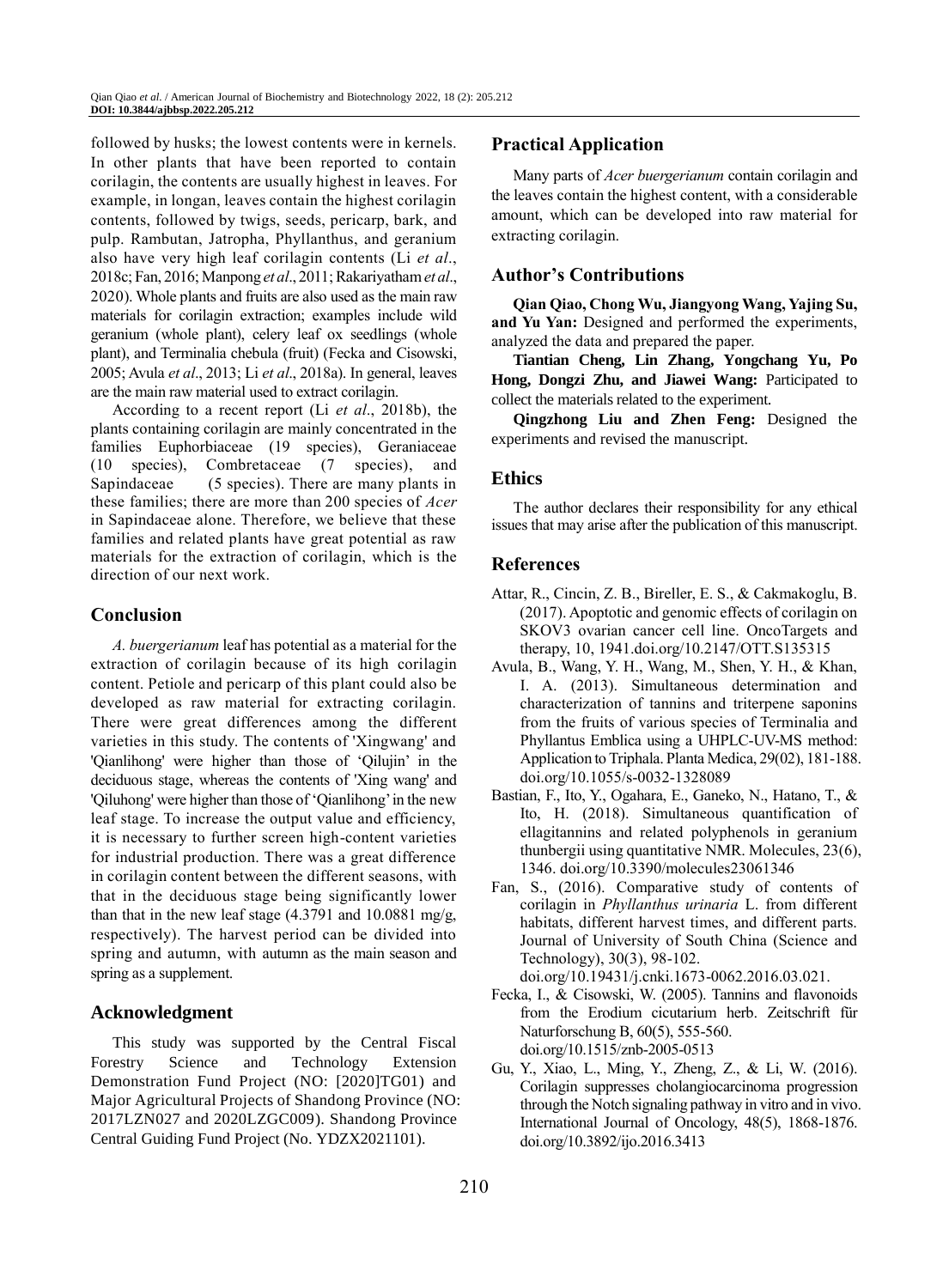followed by husks; the lowest contents were in kernels. In other plants that have been reported to contain corilagin, the contents are usually highest in leaves. For example, in longan, leaves contain the highest corilagin contents, followed by twigs, seeds, pericarp, bark, and pulp. Rambutan, Jatropha, Phyllanthus, and geranium also have very high leaf corilagin contents (Li *et al*., 2018c; Fan, 2016; Manpong *et al*., 2011; Rakariyatham *et al*., 2020). Whole plants and fruits are also used as the main raw materials for corilagin extraction; examples include wild geranium (whole plant), celery leaf ox seedlings (whole plant), and Terminalia chebula (fruit) (Fecka and Cisowski, 2005; Avula *et al*., 2013; Li *et al*., 2018a). In general, leaves are the main raw material used to extract corilagin.

According to a recent report (Li *et al*., 2018b), the plants containing corilagin are mainly concentrated in the families Euphorbiaceae (19 species), Geraniaceae (10 species), Combretaceae (7 species), and Sapindaceae (5 species). There are many plants in these families; there are more than 200 species of *Acer* in Sapindaceae alone. Therefore, we believe that these families and related plants have great potential as raw materials for the extraction of corilagin, which is the direction of our next work.

## Conclusion

*A. buergerianum* leaf has potential as a material for the extraction of corilagin because of its high corilagin content. Petiole and pericarp of this plant could also be developed as raw material for extracting corilagin. There were great differences among the different varieties in this study. The contents of 'Xingwang' and 'Qianlihong' were higher than those of 'Qilujin' in the deciduous stage, whereas the contents of 'Xing wang' and 'Qiluhong' were higher than those of 'Qianlihong' in the new leaf stage. To increase the output value and efficiency, it is necessary to further screen high-content varieties for industrial production. There was a great difference in corilagin content between the different seasons, with that in the deciduous stage being significantly lower than that in the new leaf stage (4.3791 and 10.0881 mg/g, respectively). The harvest period can be divided into spring and autumn, with autumn as the main season and spring as a supplement.

## Acknowledgment

This study was supported by the Central Fiscal Forestry Science and Technology Extension Demonstration Fund Project (NO: [2020]TG01) and Major Agricultural Projects of Shandong Province (NO: 2017LZN027 and 2020LZGC009). Shandong Province Central Guiding Fund Project (No. YDZX2021101).

## Practical Application

Many parts of *Acer buergerianum* contain corilagin and the leaves contain the highest content, with a considerable amount, which can be developed into raw material for extracting corilagin.

## Author's Contributions

**Qian Qiao, Chong Wu, Jiangyong Wang, Yajing Su, and Yu Yan:** Designed and performed the experiments, analyzed the data and prepared the paper.

**Tiantian Cheng, Lin Zhang, Yongchang Yu, Po Hong, Dongzi Zhu, and Jiawei Wang:** Participated to collect the materials related to the experiment.

**Qingzhong Liu and Zhen Feng:** Designed the experiments and revised the manuscript.

## Ethics

The author declares their responsibility for any ethical issues that may arise after the publication of this manuscript.

## References

Attar, R., Cincin, Z. B., Bireller, E. S., & Cakmakoglu, B. (2017). Apoptotic and genomic effects of corilagin on SKOV3 ovarian cancer cell line. OncoTargets and therapy, 10, 1941.doi.org/10.2147/OTT.S135315

Avula, B., Wang, Y. H., Wang, M., Shen, Y. H., & Khan, I. A. (2013). Simultaneous determination and characterization of tannins and triterpene saponins from the fruits of various species of Terminalia and Phyllantus Emblica using a UHPLC-UV-MS method: Application to Triphala. Planta Medica, 29(02), 181-188. doi.org/10.1055/s-0032-1328089

Bastian, F., Ito, Y., Ogahara, E., Ganeko, N., Hatano, T., & Ito, H. (2018). Simultaneous quantification of ellagitannins and related polyphenols in geranium thunbergii using quantitative NMR. Molecules, 23(6), 1346. doi.org/10.3390/molecules23061346

Fan, S., (2016). Comparative study of contents of corilagin in *Phyllanthus urinaria* L. from different habitats, different harvest times, and different parts. Journal of University of South China (Science and Technology), 30(3), 98-102. doi.org/10.19431/j.cnki.1673-0062.2016.03.021.

Fecka, I., & Cisowski, W. (2005). Tannins and flavonoids from the Erodium cicutarium herb. Zeitschrift für Naturforschung B, 60(5), 555-560. doi.org/10.1515/znb-2005-0513

Gu, Y., Xiao, L., Ming, Y., Zheng, Z., & Li, W. (2016). Corilagin suppresses cholangiocarcinoma progression through the Notch signaling pathway in vitro and in vivo. International Journal of Oncology, 48(5), 1868-1876. doi.org/10.3892/ijo.2016.3413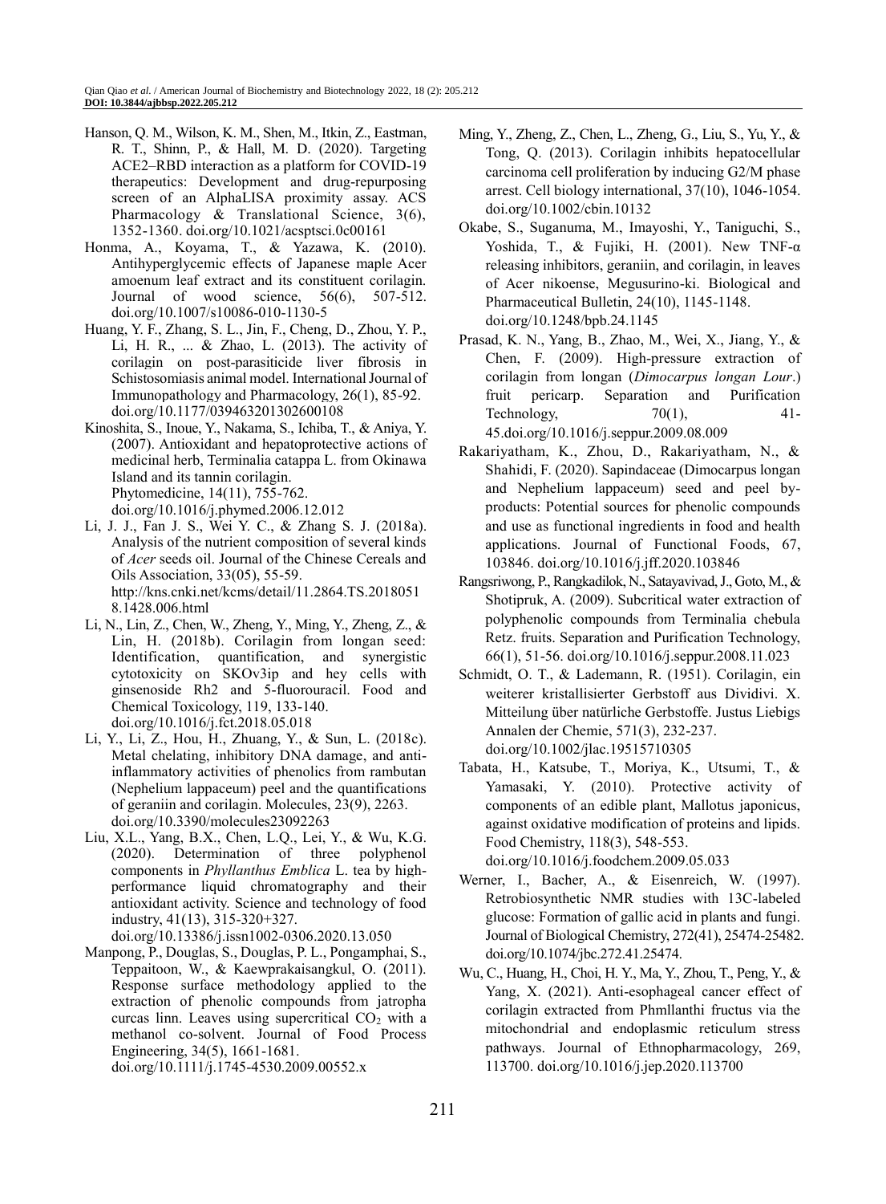Hanson, Q. M., Wilson, K. M., Shen, M., Itkin, Z., Eastman, R. T., Shinn, P., & Hall, M. D. (2020). Targeting ACE2–RBD interaction as a platform for COVID-19 therapeutics: Development and drug-repurposing screen of an AlphaLISA proximity assay. ACS Pharmacology & Translational Science, 3(6), 1352-1360. doi.org/10.1021/acsptsci.0c00161

Honma, A., Koyama, T., & Yazawa, K. (2010). Antihyperglycemic effects of Japanese maple Acer amoenum leaf extract and its constituent corilagin. Journal of wood science, 56(6), 507-512. doi.org/10.1007/s10086-010-1130-5

Huang, Y. F., Zhang, S. L., Jin, F., Cheng, D., Zhou, Y. P., Li, H. R., ... & Zhao, L. (2013). The activity of corilagin on post-parasiticide liver fibrosis in Schistosomiasis animal model. International Journal of Immunopathology and Pharmacology, 26(1), 85-92. doi.org/10.1177/039463201302600108

Kinoshita, S., Inoue, Y., Nakama, S., Ichiba, T., & Aniya, Y. (2007). Antioxidant and hepatoprotective actions of medicinal herb, Terminalia catappa L. from Okinawa Island and its tannin corilagin. Phytomedicine, 14(11), 755-762. doi.org/10.1016/j.phymed.2006.12.012

Li, J. J., Fan J. S., Wei Y. C., & Zhang S. J. (2018a). Analysis of the nutrient composition of several kinds of *Acer* seeds oil. Journal of the Chinese Cereals and Oils Association, 33(05), 55-59. http://kns.cnki.net/kcms/detail/11.2864.TS.20180518.1428.006.html

Li, N., Lin, Z., Chen, W., Zheng, Y., Ming, Y., Zheng, Z., & Lin, H. (2018b). Corilagin from longan seed: Identification, quantification, and synergistic cytotoxicity on SKOv3ip and hey cells with ginsenoside Rh2 and 5-fluorouracil. Food and Chemical Toxicology, 119, 133-140. doi.org/10.1016/j.fct.2018.05.018

Li, Y., Li, Z., Hou, H., Zhuang, Y., & Sun, L. (2018c). Metal chelating, inhibitory DNA damage, and anti-inflammatory activities of phenolics from rambutan (Nephelium lappaceum) peel and the quantifications of geraniin and corilagin. Molecules, 23(9), 2263. doi.org/10.3390/molecules23092263

Liu, X.L., Yang, B.X., Chen, L.Q., Lei, Y., & Wu, K.G. (2020). Determination of three polyphenol components in *Phyllanthus Emblica* L. tea by high-performance liquid chromatography and their antioxidant activity. Science and technology of food industry, 41(13), 315-320+327. doi.org/10.13386/j.issn1002-0306.2020.13.050

Manpong, P., Douglas, S., Douglas, P. L., Pongamphai, S., Teppaitoon, W., & Kaewprakaisangkul, O. (2011). Response surface methodology applied to the extraction of phenolic compounds from jatropha curcas linn. Leaves using supercritical $CO_2$ with a methanol co-solvent. Journal of Food Process Engineering, 34(5), 1661-1681. doi.org/10.1111/j.1745-4530.2009.00552.x

Ming, Y., Zheng, Z., Chen, L., Zheng, G., Liu, S., Yu, Y., & Tong, Q. (2013). Corilagin inhibits hepatocellular carcinoma cell proliferation by inducing G2/M phase arrest. Cell biology international, 37(10), 1046-1054. doi.org/10.1002/cbin.10132

Okabe, S., Suganuma, M., Imayoshi, Y., Taniguchi, S., Yoshida, T., & Fujiki, H. (2001). New TNF-α releasing inhibitors, geraniin, and corilagin, in leaves of Acer nikoense, Megusurino-ki. Biological and Pharmaceutical Bulletin, 24(10), 1145-1148. doi.org/10.1248/bpb.24.1145

Prasad, K. N., Yang, B., Zhao, M., Wei, X., Jiang, Y., & Chen, F. (2009). High-pressure extraction of corilagin from longan (*Dimocarpus longan Lour*.) fruit pericarp. Separation and Purification Technology, 70(1), 41-45.doi.org/10.1016/j.seppur.2009.08.009

Rakariyatham, K., Zhou, D., Rakariyatham, N., & Shahidi, F. (2020). Sapindaceae (Dimocarpus longan and Nephelium lappaceum) seed and peel by-products: Potential sources for phenolic compounds and use as functional ingredients in food and health applications. Journal of Functional Foods, 67, 103846. doi.org/10.1016/j.jff.2020.103846

Rangsriwong, P., Rangkadilok, N., Satayavivad, J., Goto, M., & Shotipruk, A. (2009). Subcritical water extraction of polyphenolic compounds from Terminalia chebula Retz. fruits. Separation and Purification Technology, 66(1), 51-56. doi.org/10.1016/j.seppur.2008.11.023

Schmidt, O. T., & Lademann, R. (1951). Corilagin, ein weiterer kristallisierter Gerbstoff aus Dividivi. X. Mitteilung über natürliche Gerbstoffe. Justus Liebigs Annalen der Chemie, 571(3), 232-237. doi.org/10.1002/jlac.19515710305

Tabata, H., Katsube, T., Moriya, K., Utsumi, T., & Yamasaki, Y. (2010). Protective activity of components of an edible plant, Mallotus japonicus, against oxidative modification of proteins and lipids. Food Chemistry, 118(3), 548-553. doi.org/10.1016/j.foodchem.2009.05.033

Werner, I., Bacher, A., & Eisenreich, W. (1997). Retrobiosynthetic NMR studies with 13C-labeled glucose: Formation of gallic acid in plants and fungi. Journal of Biological Chemistry, 272(41), 25474-25482. doi.org/10.1074/jbc.272.41.25474.

Wu, C., Huang, H., Choi, H. Y., Ma, Y., Zhou, T., Peng, Y., & Yang, X. (2021). Anti-esophageal cancer effect of corilagin extracted from Phmllanthi fructus via the mitochondrial and endoplasmic reticulum stress pathways. Journal of Ethnopharmacology, 269, 113700. doi.org/10.1016/j.jep.2020.113700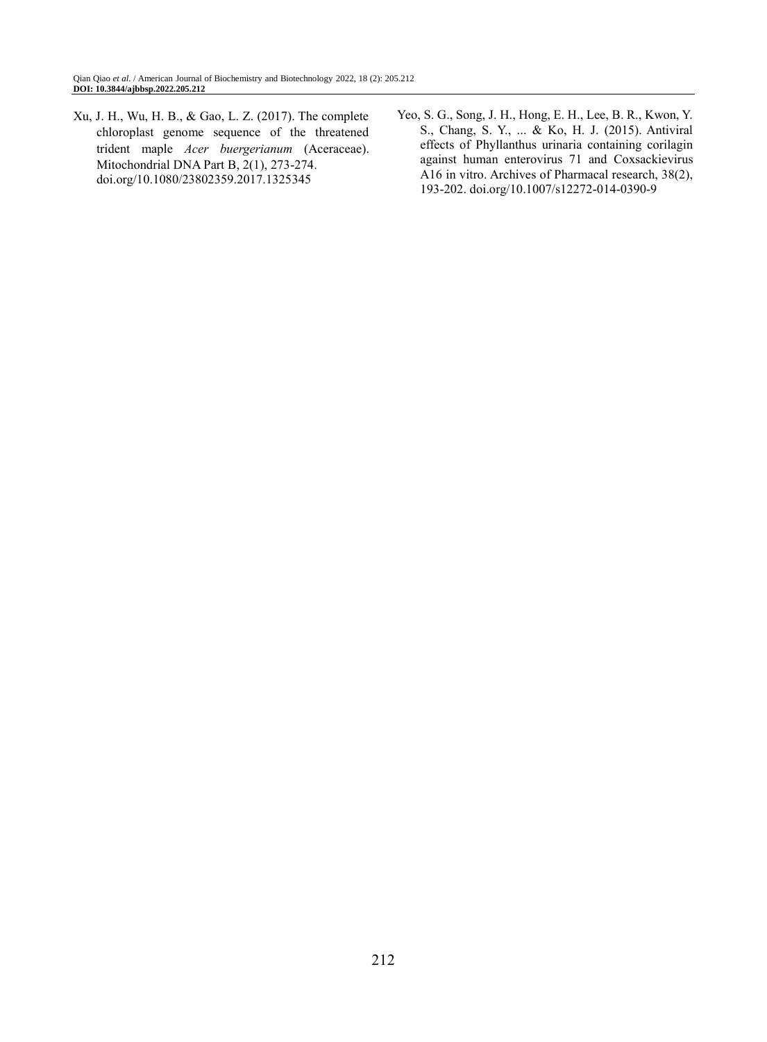Xu, J. H., Wu, H. B., & Gao, L. Z. (2017). The complete chloroplast genome sequence of the threatened trident maple *Acer buergerianum* (Aceraceae). Mitochondrial DNA Part B, 2(1), 273-274. doi.org/10.1080/23802359.2017.1325345

Yeo, S. G., Song, J. H., Hong, E. H., Lee, B. R., Kwon, Y. S., Chang, S. Y., ... & Ko, H. J. (2015). Antiviral effects of Phyllanthus urinaria containing corilagin against human enterovirus 71 and Coxsackievirus A16 in vitro. Archives of Pharmacal research, 38(2), 193-202. doi.org/10.1007/s12272-014-0390-9